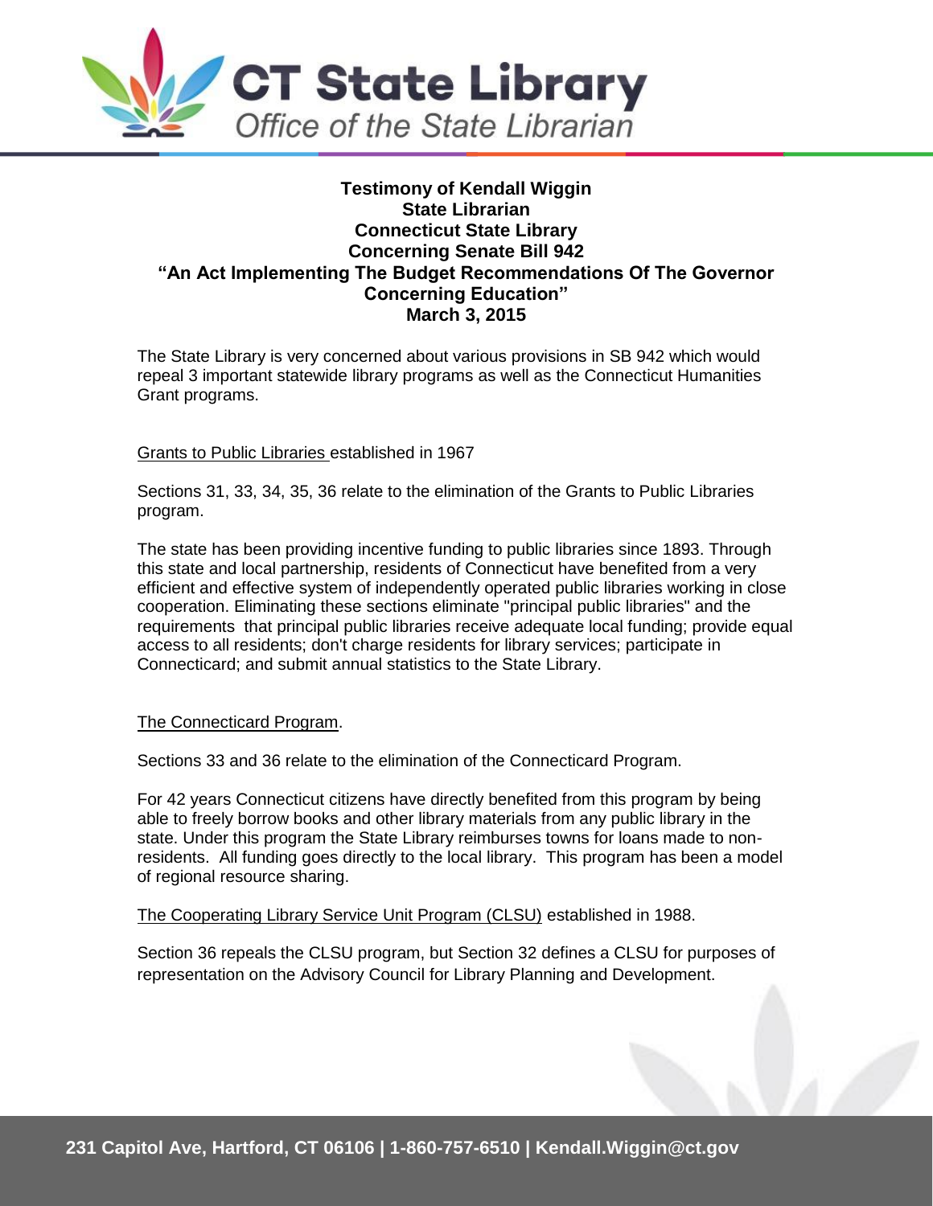**CT State Library**
*Office of the State Librarian*

**Testimony of Kendall Wiggin**
**State Librarian**
**Connecticut State Library**
**Concerning Senate Bill 942**
**"An Act Implementing The Budget Recommendations Of The Governor Concerning Education"**
**March 3, 2015**

The State Library is very concerned about various provisions in SB 942 which would repeal 3 important statewide library programs as well as the Connecticut Humanities Grant programs.

Grants to Public Libraries established in 1967

Sections 31, 33, 34, 35, 36 relate to the elimination of the Grants to Public Libraries program.

The state has been providing incentive funding to public libraries since 1893. Through this state and local partnership, residents of Connecticut have benefited from a very efficient and effective system of independently operated public libraries working in close cooperation. Eliminating these sections eliminate "principal public libraries" and the requirements that principal public libraries receive adequate local funding; provide equal access to all residents; don't charge residents for library services; participate in Connecticard; and submit annual statistics to the State Library.

The Connecticard Program.

Sections 33 and 36 relate to the elimination of the Connecticard Program.

For 42 years Connecticut citizens have directly benefited from this program by being able to freely borrow books and other library materials from any public library in the state. Under this program the State Library reimburses towns for loans made to non-residents. All funding goes directly to the local library. This program has been a model of regional resource sharing.

The Cooperating Library Service Unit Program (CLSU) established in 1988.

Section 36 repeals the CLSU program, but Section 32 defines a CLSU for purposes of representation on the Advisory Council for Library Planning and Development.

231 Capitol Ave, Hartford, CT 06106 | 1-860-757-6510 | Kendall.Wiggin@ct.gov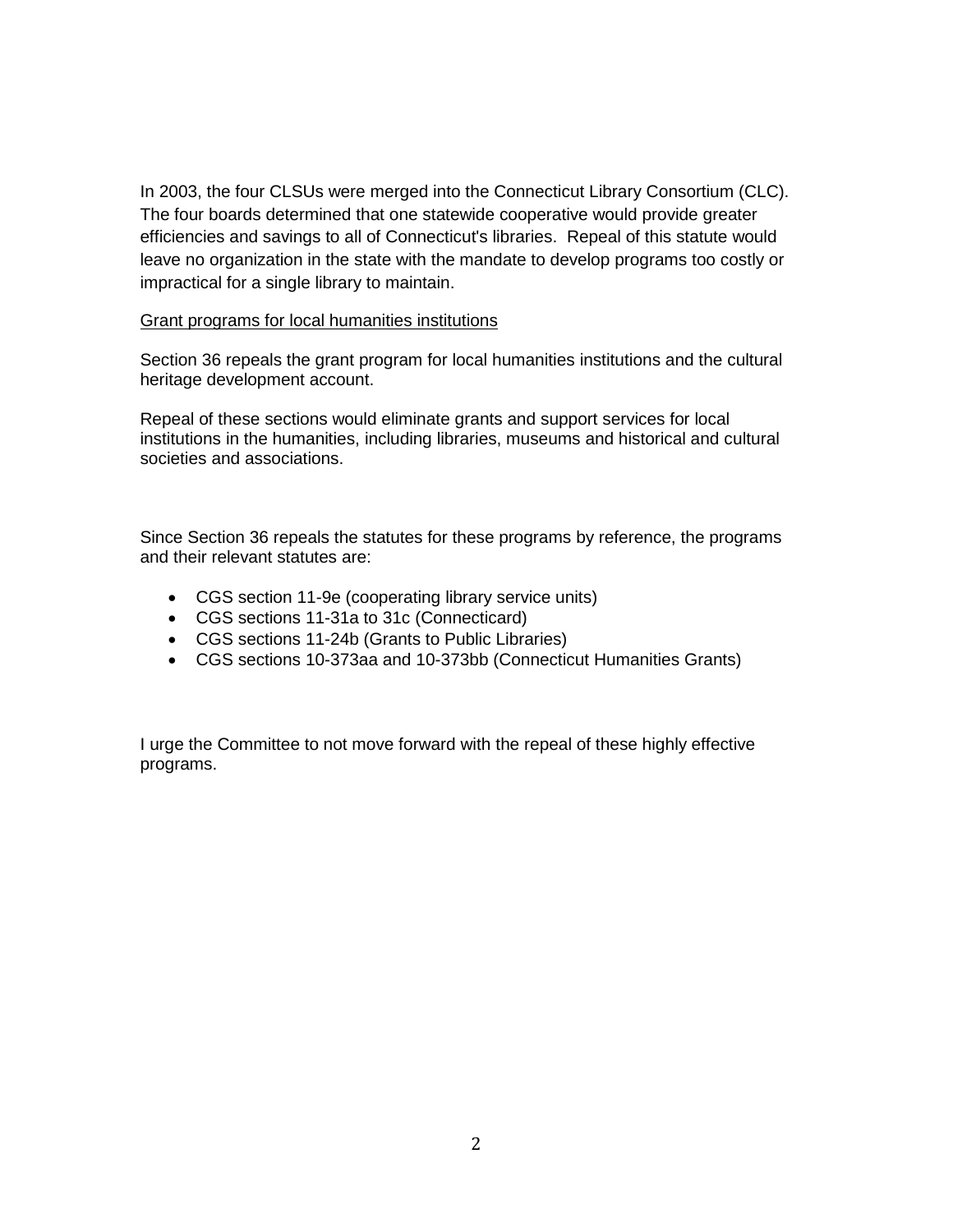In 2003, the four CLSUs were merged into the Connecticut Library Consortium (CLC). The four boards determined that one statewide cooperative would provide greater efficiencies and savings to all of Connecticut's libraries. Repeal of this statute would leave no organization in the state with the mandate to develop programs too costly or impractical for a single library to maintain.

<u>Grant programs for local humanities institutions</u>

Section 36 repeals the grant program for local humanities institutions and the cultural heritage development account.

Repeal of these sections would eliminate grants and support services for local institutions in the humanities, including libraries, museums and historical and cultural societies and associations.

Since Section 36 repeals the statutes for these programs by reference, the programs and their relevant statutes are:

- CGS section 11-9e (cooperating library service units)
- CGS sections 11-31a to 31c (Connecticard)
- CGS sections 11-24b (Grants to Public Libraries)
- CGS sections 10-373aa and 10-373bb (Connecticut Humanities Grants)

I urge the Committee to not move forward with the repeal of these highly effective programs.